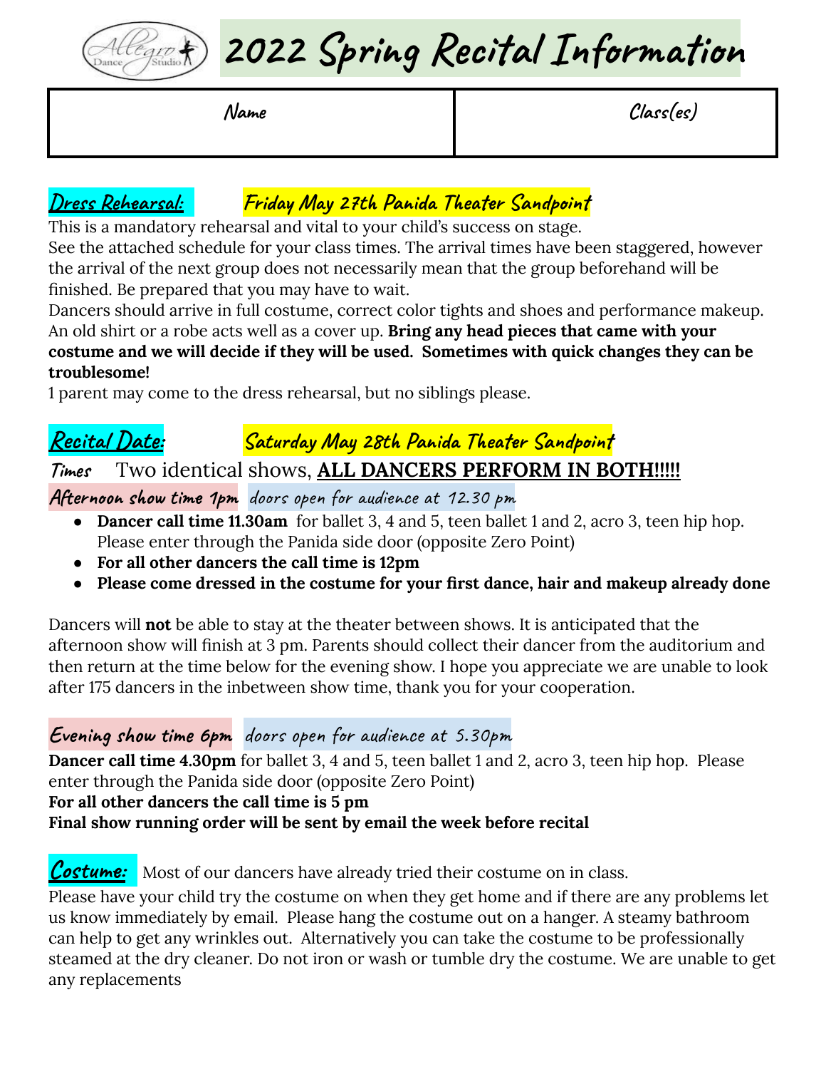# 2022 Spring Recital Information

| Name | Class(es) |
|---|---|
| | |

## Dress Rehearsal: Friday May 27th Panida Theater Sandpoint

This is a mandatory rehearsal and vital to your child's success on stage.
See the attached schedule for your class times. The arrival times have been staggered, however the arrival of the next group does not necessarily mean that the group beforehand will be finished. Be prepared that you may have to wait.
Dancers should arrive in full costume, correct color tights and shoes and performance makeup. An old shirt or a robe acts well as a cover up. **Bring any head pieces that came with your costume and we will decide if they will be used. Sometimes with quick changes they can be troublesome!**
1 parent may come to the dress rehearsal, but no siblings please.

## Recital Date: Saturday May 28th Panida Theater Sandpoint

**Times** Two identical shows, **ALL DANCERS PERFORM IN BOTH!!!!!**

### Afternoon show time 1pm doors open for audience at 12.30 pm

- **Dancer call time 11.30am** for ballet 3, 4 and 5, teen ballet 1 and 2, acro 3, teen hip hop. Please enter through the Panida side door (opposite Zero Point)
- **For all other dancers the call time is 12pm**
- **Please come dressed in the costume for your first dance, hair and makeup already done**

Dancers will **not** be able to stay at the theater between shows. It is anticipated that the afternoon show will finish at 3 pm. Parents should collect their dancer from the auditorium and then return at the time below for the evening show. I hope you appreciate we are unable to look after 175 dancers in the inbetween show time, thank you for your cooperation.

### Evening show time 6pm doors open for audience at 5.30pm

**Dancer call time 4.30pm** for ballet 3, 4 and 5, teen ballet 1 and 2, acro 3, teen hip hop. Please enter through the Panida side door (opposite Zero Point)
**For all other dancers the call time is 5 pm**
**Final show running order will be sent by email the week before recital**

## Costume:

Most of our dancers have already tried their costume on in class.
Please have your child try the costume on when they get home and if there are any problems let us know immediately by email. Please hang the costume out on a hanger. A steamy bathroom can help to get any wrinkles out. Alternatively you can take the costume to be professionally steamed at the dry cleaner. Do not iron or wash or tumble dry the costume. We are unable to get any replacements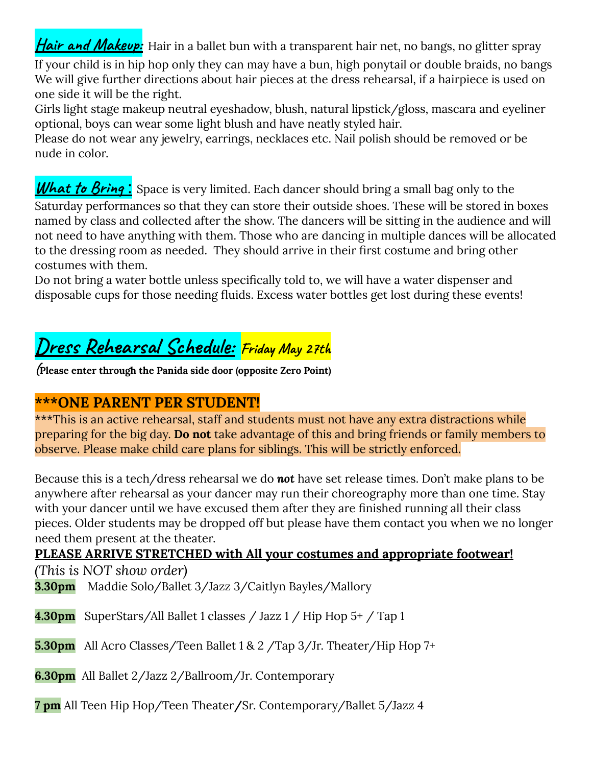**Hair and Makeup:** Hair in a ballet bun with a transparent hair net, no bangs, no glitter spray

If your child is in hip hop only they can may have a bun, high ponytail or double braids, no bangs

We will give further directions about hair pieces at the dress rehearsal, if a hairpiece is used on one side it will be the right.

Girls light stage makeup neutral eyeshadow, blush, natural lipstick/gloss, mascara and eyeliner optional, boys can wear some light blush and have neatly styled hair.

Please do not wear any jewelry, earrings, necklaces etc. Nail polish should be removed or be nude in color.

**What to Bring :** Space is very limited. Each dancer should bring a small bag only to the Saturday performances so that they can store their outside shoes. These will be stored in boxes named by class and collected after the show. The dancers will be sitting in the audience and will not need to have anything with them. Those who are dancing in multiple dances will be allocated to the dressing room as needed. They should arrive in their first costume and bring other costumes with them.

Do not bring a water bottle unless specifically told to, we will have a water dispenser and disposable cups for those needing fluids. Excess water bottles get lost during these events!

## Dress Rehearsal Schedule: Friday May 27th

(**Please enter through the Panida side door (opposite Zero Point)**

**\*\*\*ONE PARENT PER STUDENT!**

\*\*\*This is an active rehearsal, staff and students must not have any extra distractions while preparing for the big day. **Do not** take advantage of this and bring friends or family members to observe. Please make child care plans for siblings. This will be strictly enforced.

Because this is a tech/dress rehearsal we do ***not*** have set release times. Don't make plans to be anywhere after rehearsal as your dancer may run their choreography more than one time. Stay with your dancer until we have excused them after they are finished running all their class pieces. Older students may be dropped off but please have them contact you when we no longer need them present at the theater.

**PLEASE ARRIVE STRETCHED with All your costumes and appropriate footwear!**

*(This is NOT show order)*

**3.30pm** Maddie Solo/Ballet 3/Jazz 3/Caitlyn Bayles/Mallory

**4.30pm** SuperStars/All Ballet 1 classes / Jazz 1 / Hip Hop 5+ / Tap 1

**5.30pm** All Acro Classes/Teen Ballet 1 & 2 /Tap 3/Jr. Theater/Hip Hop 7+

**6.30pm** All Ballet 2/Jazz 2/Ballroom/Jr. Contemporary

**7 pm** All Teen Hip Hop/Teen Theater/Sr. Contemporary/Ballet 5/Jazz 4